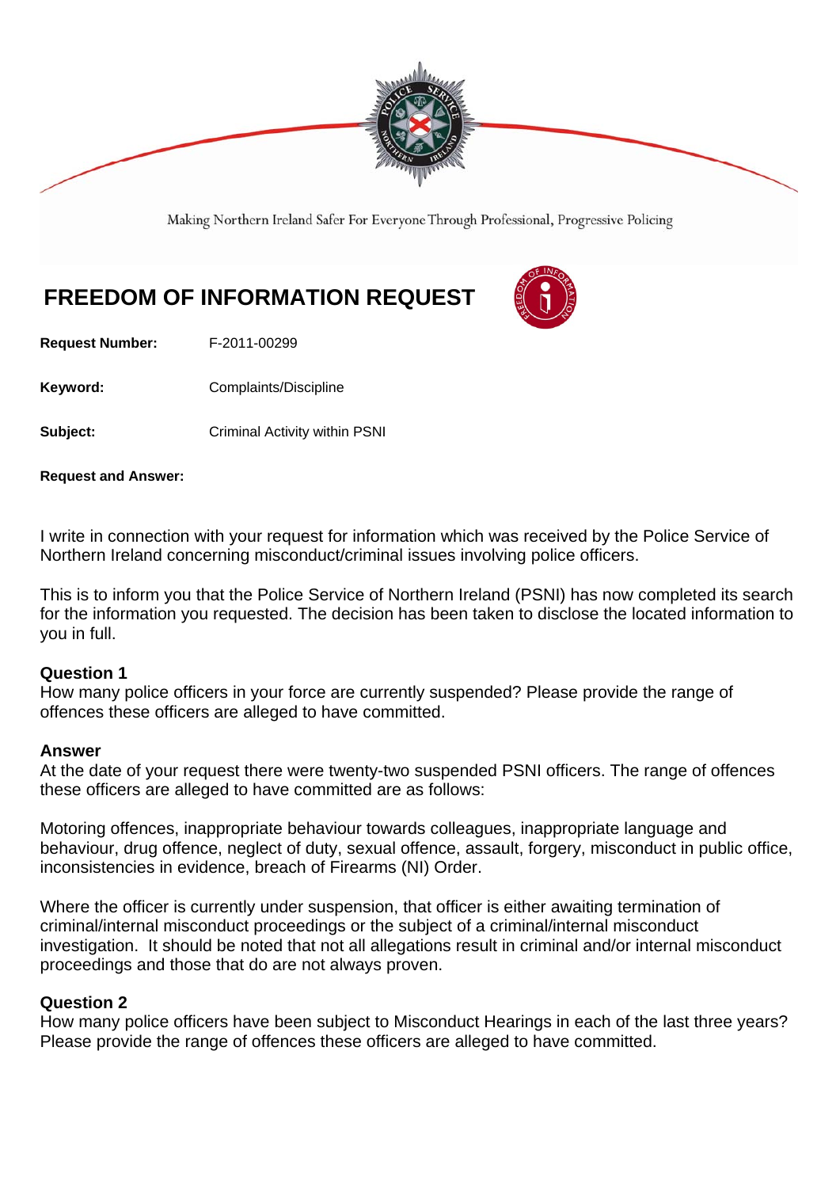Making Northern Ireland Safer For Everyone Through Professional, Progressive Policing

# FREEDOM OF INFORMATION REQUEST

**Request Number:** F-2011-00299

**Keyword:** Complaints/Discipline

**Subject:** Criminal Activity within PSNI

**Request and Answer:**

I write in connection with your request for information which was received by the Police Service of Northern Ireland concerning misconduct/criminal issues involving police officers.

This is to inform you that the Police Service of Northern Ireland (PSNI) has now completed its search for the information you requested. The decision has been taken to disclose the located information to you in full.

**Question 1**
How many police officers in your force are currently suspended? Please provide the range of offences these officers are alleged to have committed.

**Answer**
At the date of your request there were twenty-two suspended PSNI officers. The range of offences these officers are alleged to have committed are as follows:

Motoring offences, inappropriate behaviour towards colleagues, inappropriate language and behaviour, drug offence, neglect of duty, sexual offence, assault, forgery, misconduct in public office, inconsistencies in evidence, breach of Firearms (NI) Order.

Where the officer is currently under suspension, that officer is either awaiting termination of criminal/internal misconduct proceedings or the subject of a criminal/internal misconduct investigation. It should be noted that not all allegations result in criminal and/or internal misconduct proceedings and those that do are not always proven.

**Question 2**
How many police officers have been subject to Misconduct Hearings in each of the last three years? Please provide the range of offences these officers are alleged to have committed.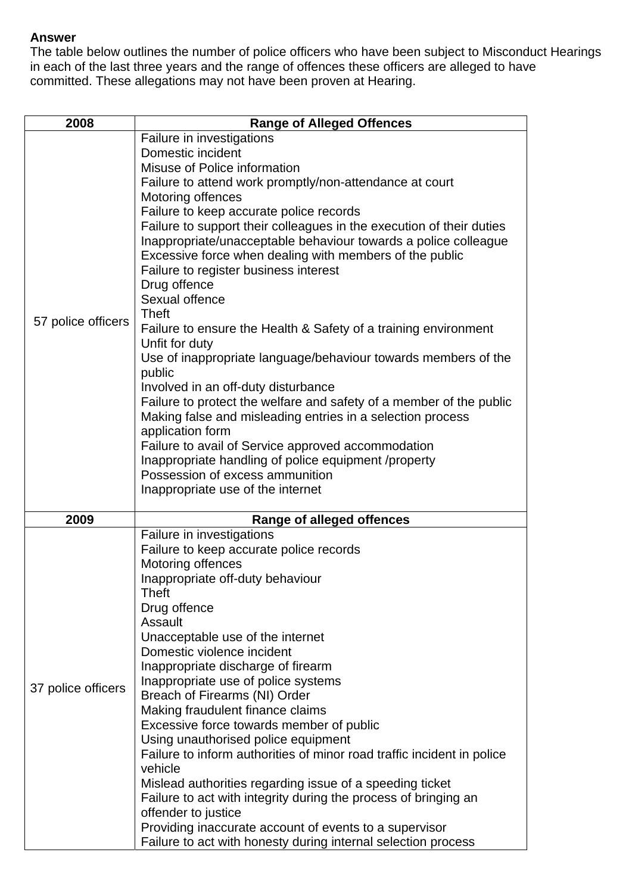**Answer**
The table below outlines the number of police officers who have been subject to Misconduct Hearings in each of the last three years and the range of offences these officers are alleged to have committed. These allegations may not have been proven at Hearing.

| 2008 | Range of Alleged Offences |
|---|---|
| 57 police officers | Failure in investigations<br>Domestic incident<br>Misuse of Police information<br>Failure to attend work promptly/non-attendance at court<br>Motoring offences<br>Failure to keep accurate police records<br>Failure to support their colleagues in the execution of their duties<br>Inappropriate/unacceptable behaviour towards a police colleague<br>Excessive force when dealing with members of the public<br>Failure to register business interest<br>Drug offence<br>Sexual offence<br>Theft<br>Failure to ensure the Health & Safety of a training environment<br>Unfit for duty<br>Use of inappropriate language/behaviour towards members of the public<br>Involved in an off-duty disturbance<br>Failure to protect the welfare and safety of a member of the public<br>Making false and misleading entries in a selection process application form<br>Failure to avail of Service approved accommodation<br>Inappropriate handling of police equipment /property<br>Possession of excess ammunition<br>Inappropriate use of the internet |
| **2009** | **Range of alleged offences** |
| 37 police officers | Failure in investigations<br>Failure to keep accurate police records<br>Motoring offences<br>Inappropriate off-duty behaviour<br>Theft<br>Drug offence<br>Assault<br>Unacceptable use of the internet<br>Domestic violence incident<br>Inappropriate discharge of firearm<br>Inappropriate use of police systems<br>Breach of Firearms (NI) Order<br>Making fraudulent finance claims<br>Excessive force towards member of public<br>Using unauthorised police equipment<br>Failure to inform authorities of minor road traffic incident in police vehicle<br>Mislead authorities regarding issue of a speeding ticket<br>Failure to act with integrity during the process of bringing an offender to justice<br>Providing inaccurate account of events to a supervisor<br>Failure to act with honesty during internal selection process |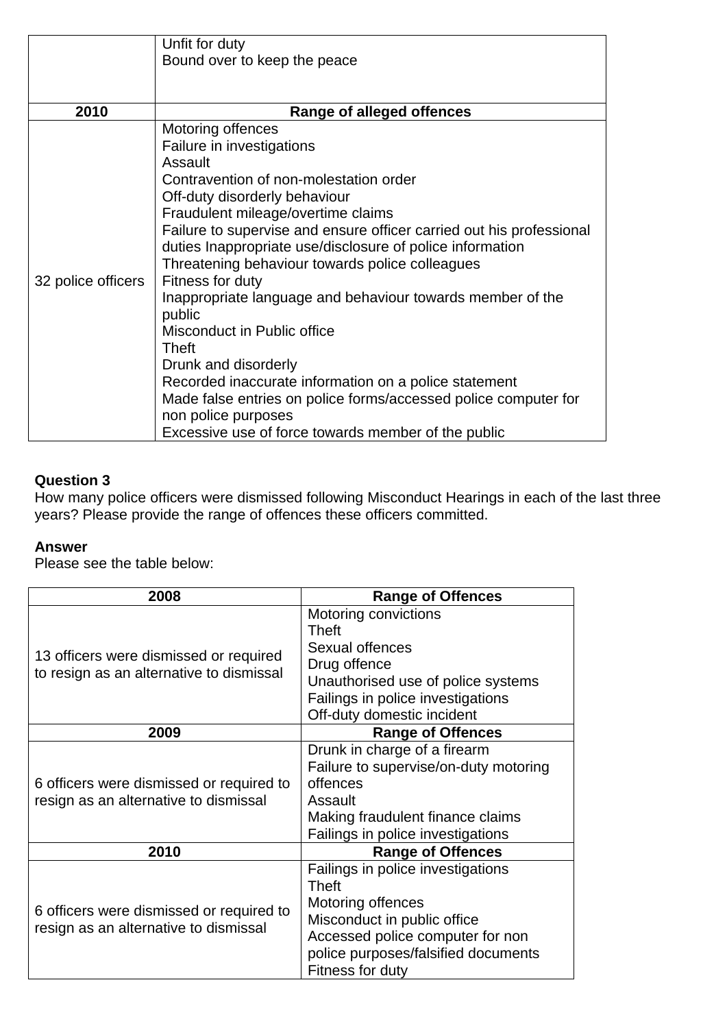| | |
|---|---|
| | Unfit for duty<br>Bound over to keep the peace |
| **2010** | **Range of alleged offences** |
| 32 police officers | Motoring offences<br>Failure in investigations<br>Assault<br>Contravention of non-molestation order<br>Off-duty disorderly behaviour<br>Fraudulent mileage/overtime claims<br>Failure to supervise and ensure officer carried out his professional duties Inappropriate use/disclosure of police information<br>Threatening behaviour towards police colleagues<br>Fitness for duty<br>Inappropriate language and behaviour towards member of the public<br>Misconduct in Public office<br>Theft<br>Drunk and disorderly<br>Recorded inaccurate information on a police statement<br>Made false entries on police forms/accessed police computer for non police purposes<br>Excessive use of force towards member of the public |

**Question 3**
How many police officers were dismissed following Misconduct Hearings in each of the last three years? Please provide the range of offences these officers committed.

**Answer**
Please see the table below:

| 2008 | Range of Offences |
|---|---|
| 13 officers were dismissed or required to resign as an alternative to dismissal | Motoring convictions<br>Theft<br>Sexual offences<br>Drug offence<br>Unauthorised use of police systems<br>Failings in police investigations<br>Off-duty domestic incident |
| **2009** | **Range of Offences** |
| 6 officers were dismissed or required to resign as an alternative to dismissal | Drunk in charge of a firearm<br>Failure to supervise/on-duty motoring offences<br>Assault<br>Making fraudulent finance claims<br>Failings in police investigations |
| **2010** | **Range of Offences** |
| 6 officers were dismissed or required to resign as an alternative to dismissal | Failings in police investigations<br>Theft<br>Motoring offences<br>Misconduct in public office<br>Accessed police computer for non police purposes/falsified documents<br>Fitness for duty |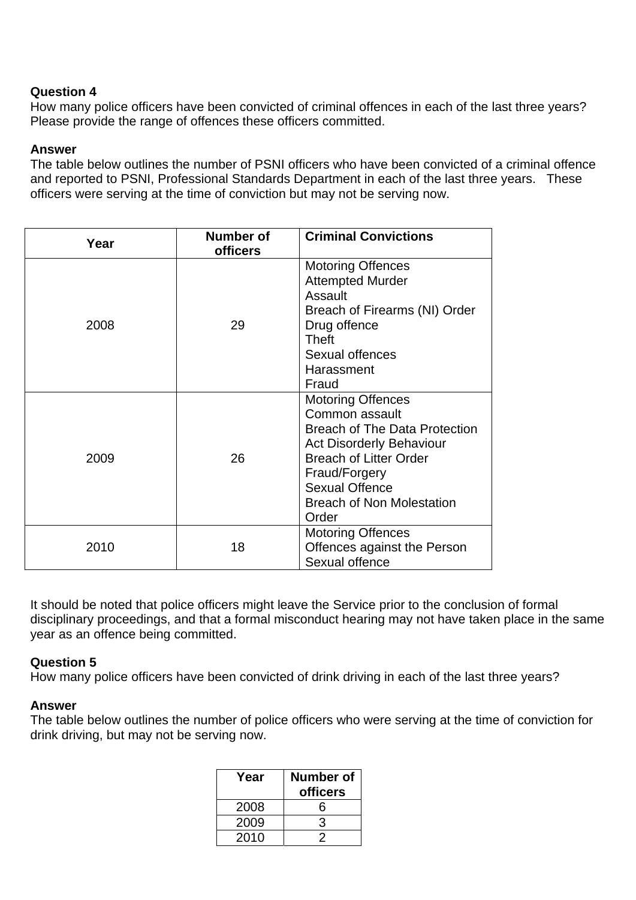**Question 4**
How many police officers have been convicted of criminal offences in each of the last three years? Please provide the range of offences these officers committed.

**Answer**
The table below outlines the number of PSNI officers who have been convicted of a criminal offence and reported to PSNI, Professional Standards Department in each of the last three years. These officers were serving at the time of conviction but may not be serving now.

| Year | Number of officers | Criminal Convictions |
|---|---|---|
| 2008 | 29 | Motoring Offences<br>Attempted Murder<br>Assault<br>Breach of Firearms (NI) Order<br>Drug offence<br>Theft<br>Sexual offences<br>Harassment<br>Fraud |
| 2009 | 26 | Motoring Offences<br>Common assault<br>Breach of The Data Protection Act Disorderly Behaviour<br>Breach of Litter Order<br>Fraud/Forgery<br>Sexual Offence<br>Breach of Non Molestation Order |
| 2010 | 18 | Motoring Offences<br>Offences against the Person<br>Sexual offence |

It should be noted that police officers might leave the Service prior to the conclusion of formal disciplinary proceedings, and that a formal misconduct hearing may not have taken place in the same year as an offence being committed.

**Question 5**
How many police officers have been convicted of drink driving in each of the last three years?

**Answer**
The table below outlines the number of police officers who were serving at the time of conviction for drink driving, but may not be serving now.

| Year | Number of officers |
|---|---|
| 2008 | 6 |
| 2009 | 3 |
| 2010 | 2 |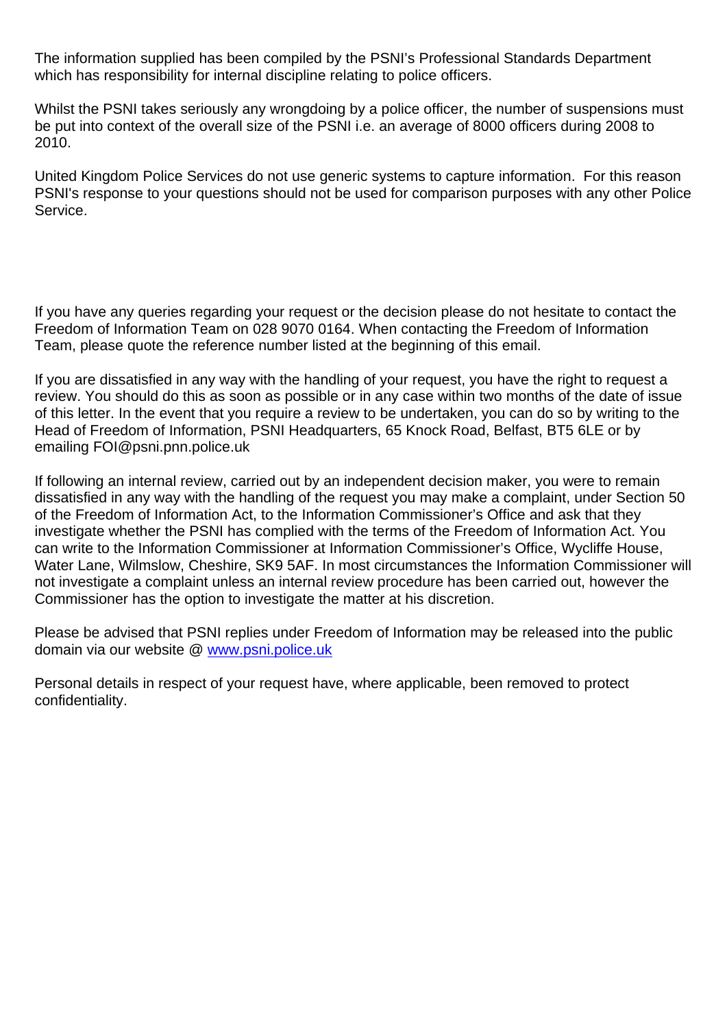The information supplied has been compiled by the PSNI's Professional Standards Department which has responsibility for internal discipline relating to police officers.

Whilst the PSNI takes seriously any wrongdoing by a police officer, the number of suspensions must be put into context of the overall size of the PSNI i.e. an average of 8000 officers during 2008 to 2010.

United Kingdom Police Services do not use generic systems to capture information. For this reason PSNI's response to your questions should not be used for comparison purposes with any other Police Service.

If you have any queries regarding your request or the decision please do not hesitate to contact the Freedom of Information Team on 028 9070 0164. When contacting the Freedom of Information Team, please quote the reference number listed at the beginning of this email.

If you are dissatisfied in any way with the handling of your request, you have the right to request a review. You should do this as soon as possible or in any case within two months of the date of issue of this letter. In the event that you require a review to be undertaken, you can do so by writing to the Head of Freedom of Information, PSNI Headquarters, 65 Knock Road, Belfast, BT5 6LE or by emailing FOI@psni.pnn.police.uk

If following an internal review, carried out by an independent decision maker, you were to remain dissatisfied in any way with the handling of the request you may make a complaint, under Section 50 of the Freedom of Information Act, to the Information Commissioner's Office and ask that they investigate whether the PSNI has complied with the terms of the Freedom of Information Act. You can write to the Information Commissioner at Information Commissioner's Office, Wycliffe House, Water Lane, Wilmslow, Cheshire, SK9 5AF. In most circumstances the Information Commissioner will not investigate a complaint unless an internal review procedure has been carried out, however the Commissioner has the option to investigate the matter at his discretion.

Please be advised that PSNI replies under Freedom of Information may be released into the public domain via our website @ [www.psni.police.uk](www.psni.police.uk)

Personal details in respect of your request have, where applicable, been removed to protect confidentiality.